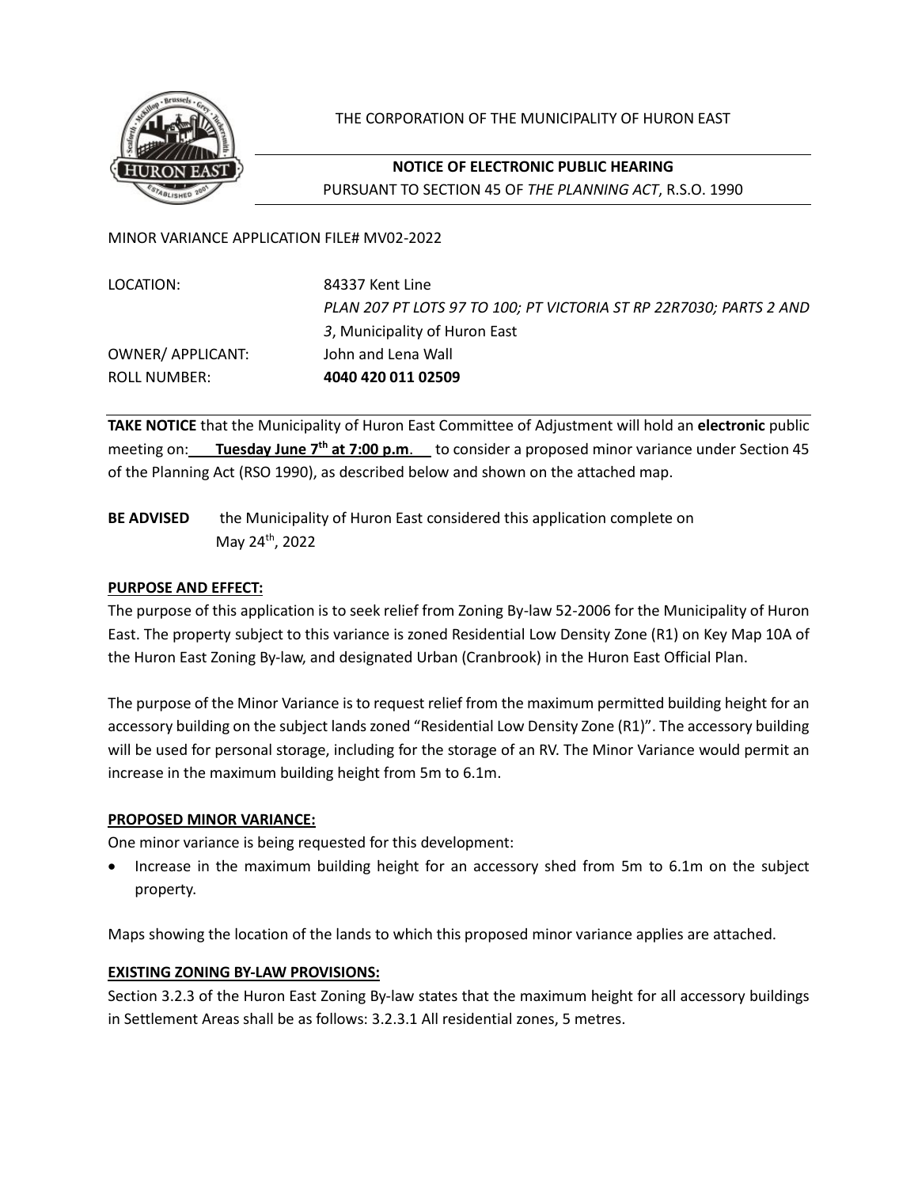THE CORPORATION OF THE MUNICIPALITY OF HURON EAST

**NOTICE OF ELECTRONIC PUBLIC HEARING**

PURSUANT TO SECTION 45 OF *THE PLANNING ACT*, R.S.O. 1990

MINOR VARIANCE APPLICATION FILE# MV02-2022

| | |
|---|---|
| LOCATION: | 84337 Kent Line<br>*PLAN 207 PT LOTS 97 TO 100; PT VICTORIA ST RP 22R7030; PARTS 2 AND 3*, Municipality of Huron East |
| OWNER/ APPLICANT: | John and Lena Wall |
| ROLL NUMBER: | **4040 420 011 02509** |

**TAKE NOTICE** that the Municipality of Huron East Committee of Adjustment will hold an **electronic** public meeting on: **Tuesday June 7th at 7:00 p.m**. to consider a proposed minor variance under Section 45 of the Planning Act (RSO 1990), as described below and shown on the attached map.

**BE ADVISED** the Municipality of Huron East considered this application complete on May 24th, 2022

**PURPOSE AND EFFECT:**

The purpose of this application is to seek relief from Zoning By-law 52-2006 for the Municipality of Huron East. The property subject to this variance is zoned Residential Low Density Zone (R1) on Key Map 10A of the Huron East Zoning By-law, and designated Urban (Cranbrook) in the Huron East Official Plan.

The purpose of the Minor Variance is to request relief from the maximum permitted building height for an accessory building on the subject lands zoned "Residential Low Density Zone (R1)". The accessory building will be used for personal storage, including for the storage of an RV. The Minor Variance would permit an increase in the maximum building height from 5m to 6.1m.

**PROPOSED MINOR VARIANCE:**

One minor variance is being requested for this development:

- Increase in the maximum building height for an accessory shed from 5m to 6.1m on the subject property.

Maps showing the location of the lands to which this proposed minor variance applies are attached.

**EXISTING ZONING BY-LAW PROVISIONS:**

Section 3.2.3 of the Huron East Zoning By-law states that the maximum height for all accessory buildings in Settlement Areas shall be as follows: 3.2.3.1 All residential zones, 5 metres.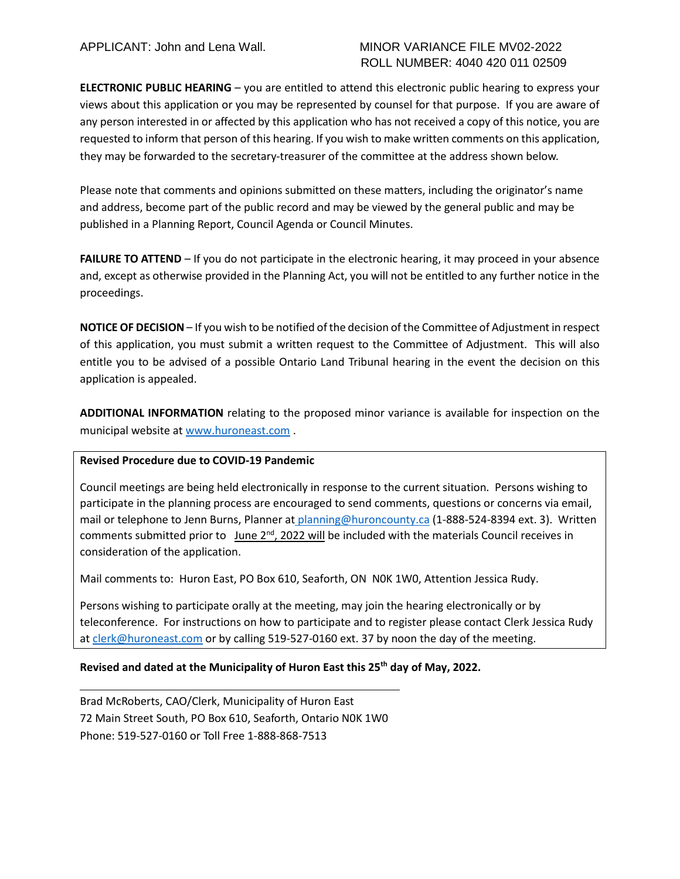APPLICANT: John and Lena Wall.

MINOR VARIANCE FILE MV02-2022
ROLL NUMBER: 4040 420 011 02509

**ELECTRONIC PUBLIC HEARING** – you are entitled to attend this electronic public hearing to express your views about this application or you may be represented by counsel for that purpose. If you are aware of any person interested in or affected by this application who has not received a copy of this notice, you are requested to inform that person of this hearing. If you wish to make written comments on this application, they may be forwarded to the secretary-treasurer of the committee at the address shown below.

Please note that comments and opinions submitted on these matters, including the originator's name and address, become part of the public record and may be viewed by the general public and may be published in a Planning Report, Council Agenda or Council Minutes.

**FAILURE TO ATTEND** – If you do not participate in the electronic hearing, it may proceed in your absence and, except as otherwise provided in the Planning Act, you will not be entitled to any further notice in the proceedings.

**NOTICE OF DECISION** – If you wish to be notified of the decision of the Committee of Adjustment in respect of this application, you must submit a written request to the Committee of Adjustment. This will also entitle you to be advised of a possible Ontario Land Tribunal hearing in the event the decision on this application is appealed.

**ADDITIONAL INFORMATION** relating to the proposed minor variance is available for inspection on the municipal website at www.huroneast.com .

**Revised Procedure due to COVID-19 Pandemic**

Council meetings are being held electronically in response to the current situation. Persons wishing to participate in the planning process are encouraged to send comments, questions or concerns via email, mail or telephone to Jenn Burns, Planner at planning@huroncounty.ca (1-888-524-8394 ext. 3). Written comments submitted prior to June 2nd, 2022 will be included with the materials Council receives in consideration of the application.

Mail comments to: Huron East, PO Box 610, Seaforth, ON N0K 1W0, Attention Jessica Rudy.

Persons wishing to participate orally at the meeting, may join the hearing electronically or by teleconference. For instructions on how to participate and to register please contact Clerk Jessica Rudy at clerk@huroneast.com or by calling 519-527-0160 ext. 37 by noon the day of the meeting.

**Revised and dated at the Municipality of Huron East this 25th day of May, 2022.**

---

Brad McRoberts, CAO/Clerk, Municipality of Huron East
72 Main Street South, PO Box 610, Seaforth, Ontario N0K 1W0
Phone: 519-527-0160 or Toll Free 1-888-868-7513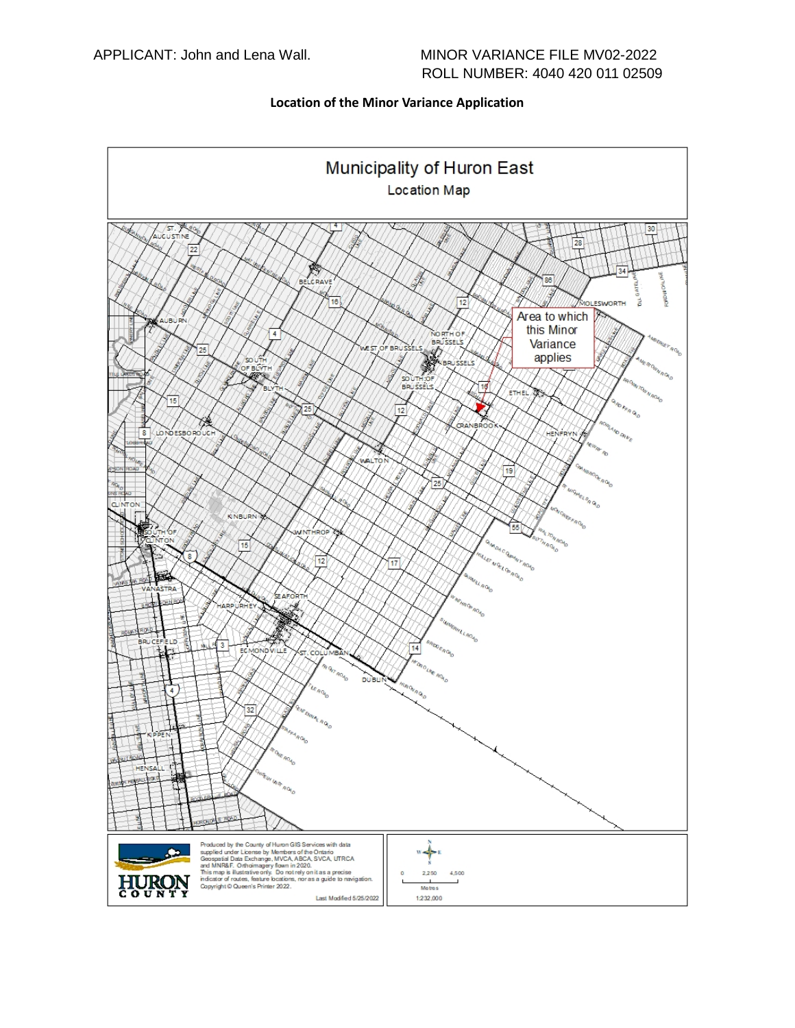APPLICANT: John and Lena Wall.

MINOR VARIANCE FILE MV02-2022
ROLL NUMBER: 4040 420 011 02509

**Location of the Minor Variance Application**

## Municipality of Huron East

Location Map

Area to which this Minor Variance applies

Produced by the County of Huron GIS Services with data supplied under License by Members of the Ontario Geospatial Data Exchange, MVCA, ABCA, SVCA, UTRCA and MNR&F. Orthoimagery flown in 2020.
This map is illustrative only. Do not rely on it as a precise indicator of routes, feature locations, nor as a guide to navigation.
Copyright © Queen's Printer 2022.

Last Modified 5/25/2022

0 2,250 4,500
Metres
1:232,000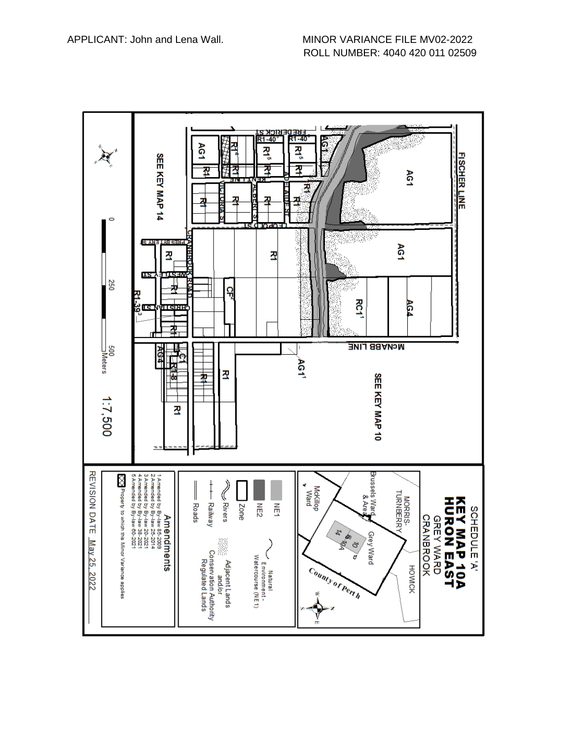APPLICANT: John and Lena Wall.

MINOR VARIANCE FILE MV02-2022
ROLL NUMBER: 4040 420 011 02509

SCHEDULE 'A'

# KEY MAP 10A HURON EAST

GREY WARD
CRANBROOK

FISCHER LINE

McNABB LINE

CRANBROOK ROAD

FREDERICK ST

KENT LINE

ADELAIDE ST

ALBERT ST

VICTORIA ST

LEOPOLD ST

PRESBYTERY ST

WESLEY ST

CHRISTIAN ST

AG1, R1, R1-40[2], R1[5], R1[4], RC1[1], AG4, CF[2], R1-39[3], C1, R1-8, AG1[1]

SEE KEY MAP 14

SEE KEY MAP 10

0 250 500 Meters

1:7,500

MORRIS-TURNBERRY

Brussels Ward & Area

McKillop Ward

Grey Ward

HOWICK

County of Perth

14, 10, 10A

NE1

NE2

Zone

Rivers

Railway

Roads

Natural Environment - Watercourse (NE1)

Adjacent Lands and/or Conservation Authority Regulated Lands

## Amendments

1 Amended by By-law 85-2009
2 Amended by By-law 25-2014
3 Amended by By-law 20-2021
4 Amended by By-law 38-2021
5 Amended by By-law 60-2021

Property to which this Minor Variance applies

REVISION DATE May 25, 2022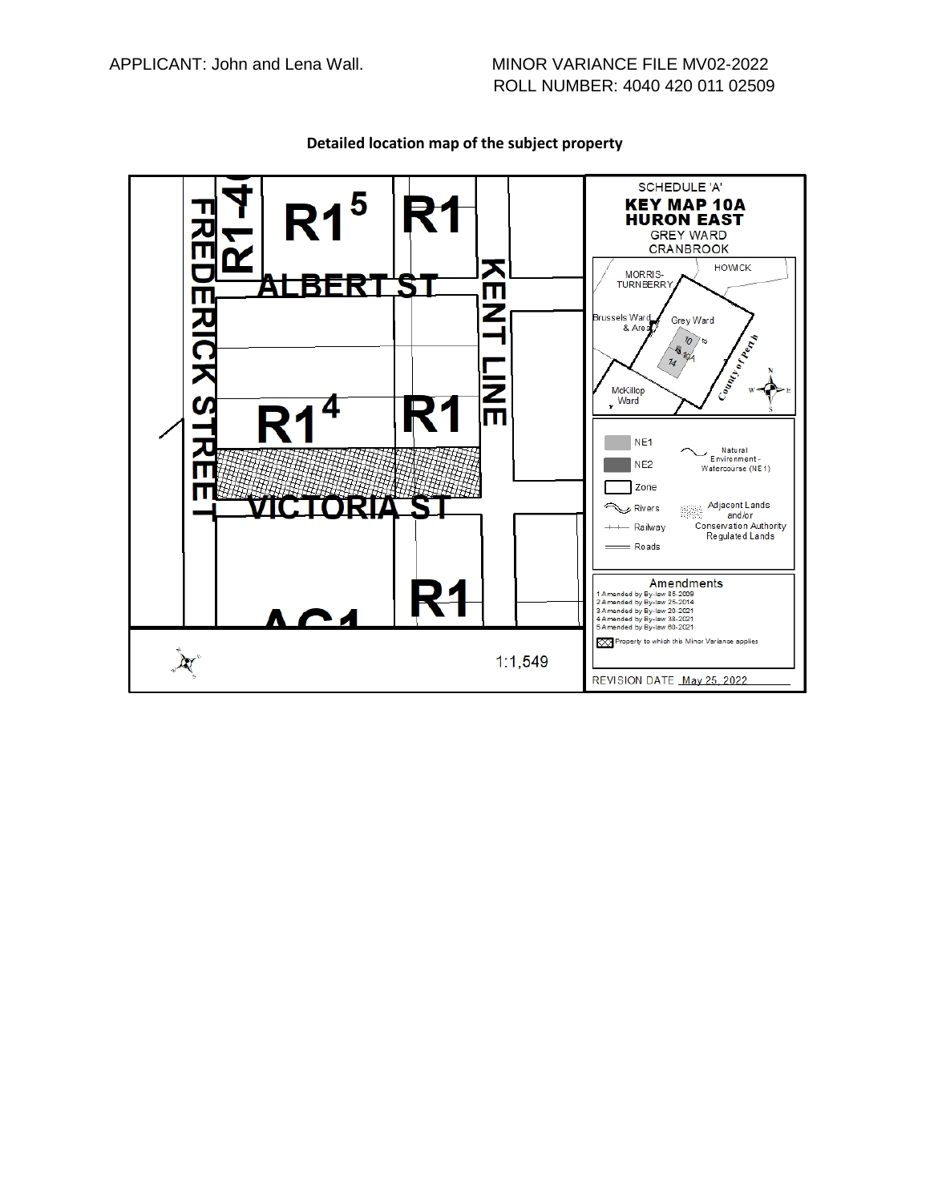APPLICANT: John and Lena Wall.

MINOR VARIANCE FILE MV02-2022
ROLL NUMBER: 4040 420 011 02509

**Detailed location map of the subject property**

R1-4
R1 5
R1
ALBERT ST
FREDERICK STREET
KENT LINE
R1 4
R1
VICTORIA ST
R1
AG1
1:1,549

SCHEDULE 'A'
KEY MAP 10A
HURON EAST
GREY WARD
CRANBROOK

MORRIS-TURNBERRY
HOWICK
Brussels Ward & Area
Grey Ward
10
10A
14
County of Perth
McKillop Ward

NE1
NE2
Zone
Rivers
Railway
Roads
Natural Environment - Watercourse (NE1)
Adjacent Lands and/or Conservation Authority Regulated Lands

Amendments
1 Amended by By-law 35-2009
2 Amended by By-law 25-2014
3 Amended by By-law 20-2021
4 Amended by By-law 38-2021
5 Amended by By-law 60-2021

Property to which this Minor Variance applies

REVISION DATE May 25, 2022